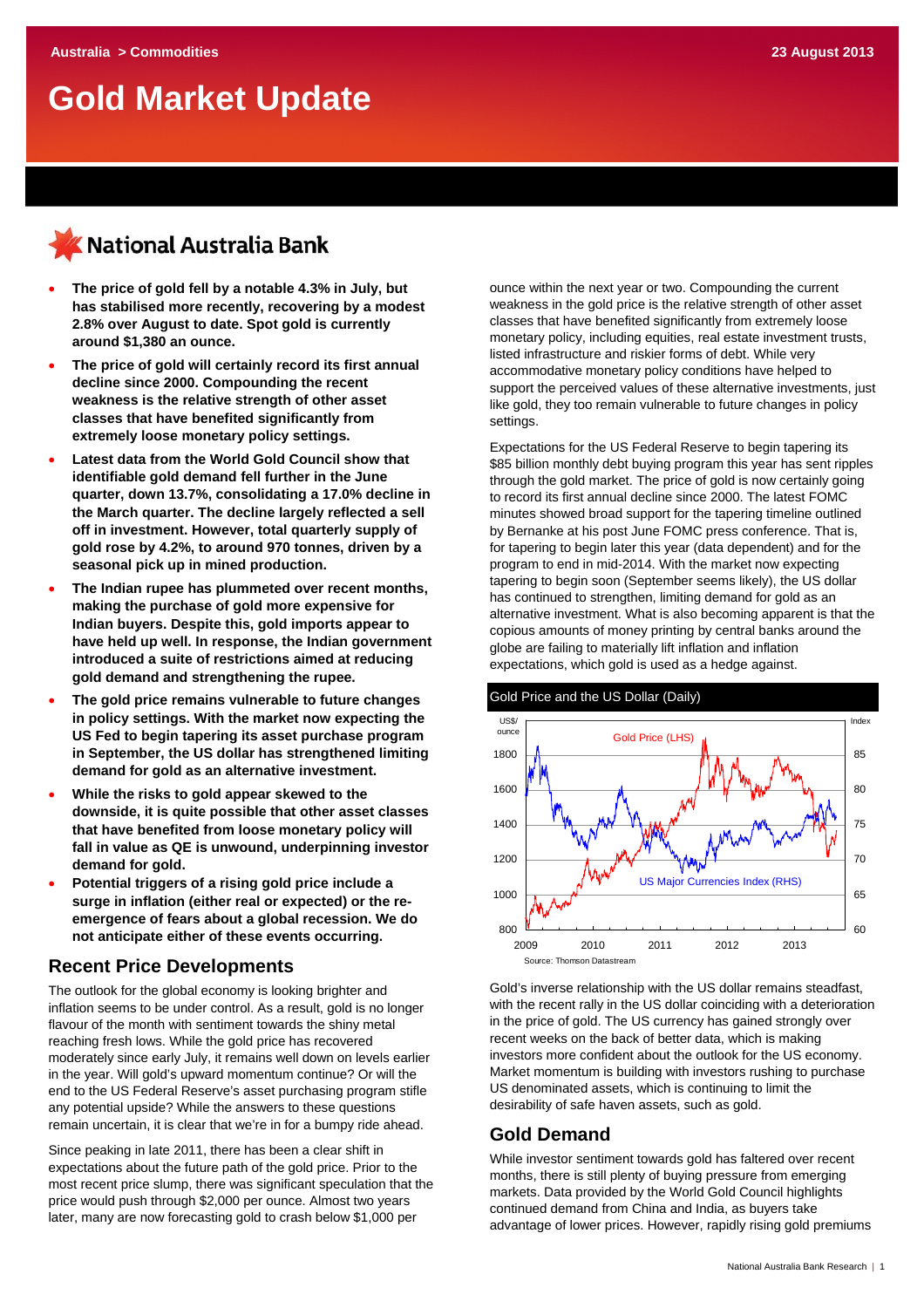Australia > Commodities

23 August 2013

# Gold Market Update

National Australia Bank

- **The price of gold fell by a notable 4.3% in July, but has stabilised more recently, recovering by a modest 2.8% over August to date. Spot gold is currently around $1,380 an ounce.**
- **The price of gold will certainly record its first annual decline since 2000. Compounding the recent weakness is the relative strength of other asset classes that have benefited significantly from extremely loose monetary policy settings.**
- **Latest data from the World Gold Council show that identifiable gold demand fell further in the June quarter, down 13.7%, consolidating a 17.0% decline in the March quarter. The decline largely reflected a sell off in investment. However, total quarterly supply of gold rose by 4.2%, to around 970 tonnes, driven by a seasonal pick up in mined production.**
- **The Indian rupee has plummeted over recent months, making the purchase of gold more expensive for Indian buyers. Despite this, gold imports appear to have held up well. In response, the Indian government introduced a suite of restrictions aimed at reducing gold demand and strengthening the rupee.**
- **The gold price remains vulnerable to future changes in policy settings. With the market now expecting the US Fed to begin tapering its asset purchase program in September, the US dollar has strengthened limiting demand for gold as an alternative investment.**
- **While the risks to gold appear skewed to the downside, it is quite possible that other asset classes that have benefited from loose monetary policy will fall in value as QE is unwound, underpinning investor demand for gold.**
- **Potential triggers of a rising gold price include a surge in inflation (either real or expected) or the re-emergence of fears about a global recession. We do not anticipate either of these events occurring.**

## Recent Price Developments

The outlook for the global economy is looking brighter and inflation seems to be under control. As a result, gold is no longer flavour of the month with sentiment towards the shiny metal reaching fresh lows. While the gold price has recovered moderately since early July, it remains well down on levels earlier in the year. Will gold's upward momentum continue? Or will the end to the US Federal Reserve's asset purchasing program stifle any potential upside? While the answers to these questions remain uncertain, it is clear that we're in for a bumpy ride ahead.

Since peaking in late 2011, there has been a clear shift in expectations about the future path of the gold price. Prior to the most recent price slump, there was significant speculation that the price would push through $2,000 per ounce. Almost two years later, many are now forecasting gold to crash below $1,000 per ounce within the next year or two. Compounding the current weakness in the gold price is the relative strength of other asset classes that have benefited significantly from extremely loose monetary policy, including equities, real estate investment trusts, listed infrastructure and riskier forms of debt. While very accommodative monetary policy conditions have helped to support the perceived values of these alternative investments, just like gold, they too remain vulnerable to future changes in policy settings.

Expectations for the US Federal Reserve to begin tapering its $85 billion monthly debt buying program this year has sent ripples through the gold market. The price of gold is now certainly going to record its first annual decline since 2000. The latest FOMC minutes showed broad support for the tapering timeline outlined by Bernanke at his post June FOMC press conference. That is, for tapering to begin later this year (data dependent) and for the program to end in mid-2014. With the market now expecting tapering to begin soon (September seems likely), the US dollar has continued to strengthen, limiting demand for gold as an alternative investment. What is also becoming apparent is that the copious amounts of money printing by central banks around the globe are failing to materially lift inflation and inflation expectations, which gold is used as a hedge against.

**Gold Price and the US Dollar (Daily)**

Source: Thomson Datastream

Gold's inverse relationship with the US dollar remains steadfast, with the recent rally in the US dollar coinciding with a deterioration in the price of gold. The US currency has gained strongly over recent weeks on the back of better data, which is making investors more confident about the outlook for the US economy. Market momentum is building with investors rushing to purchase US denominated assets, which is continuing to limit the desirability of safe haven assets, such as gold.

## Gold Demand

While investor sentiment towards gold has faltered over recent months, there is still plenty of buying pressure from emerging markets. Data provided by the World Gold Council highlights continued demand from China and India, as buyers take advantage of lower prices. However, rapidly rising gold premiums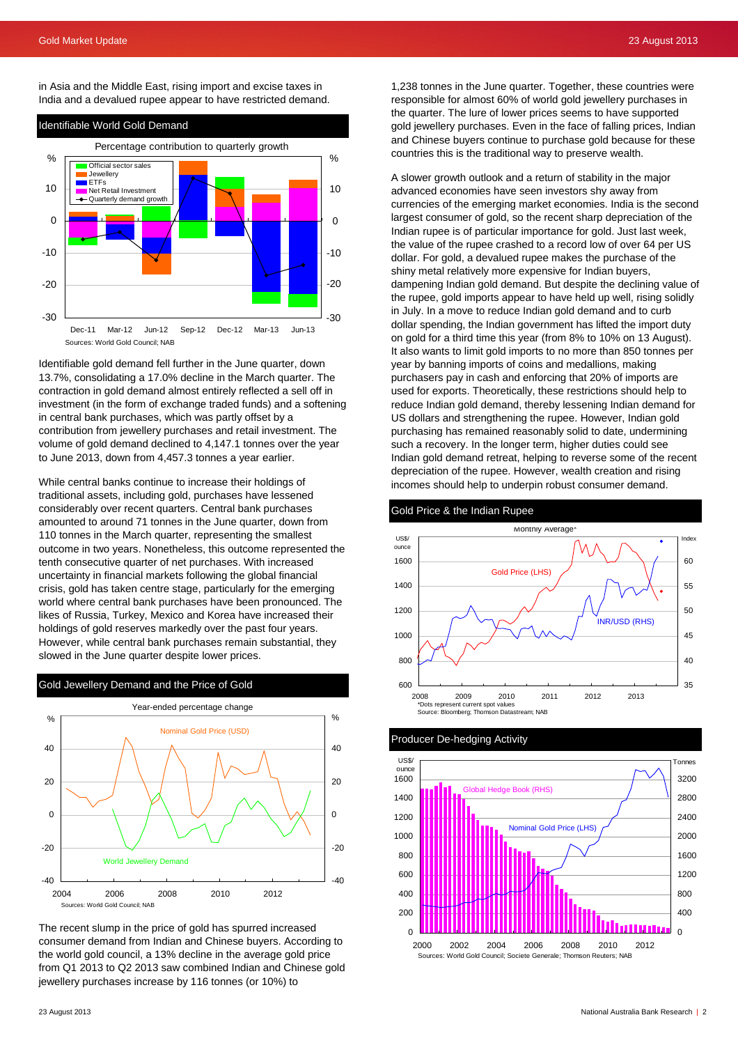in Asia and the Middle East, rising import and excise taxes in India and a devalued rupee appear to have restricted demand.

## Identifiable World Gold Demand

Percentage contribution to quarterly growth

Sources: World Gold Council; NAB

Identifiable gold demand fell further in the June quarter, down 13.7%, consolidating a 17.0% decline in the March quarter. The contraction in gold demand almost entirely reflected a sell off in investment (in the form of exchange traded funds) and a softening in central bank purchases, which was partly offset by a contribution from jewellery purchases and retail investment. The volume of gold demand declined to 4,147.1 tonnes over the year to June 2013, down from 4,457.3 tonnes a year earlier.

While central banks continue to increase their holdings of traditional assets, including gold, purchases have lessened considerably over recent quarters. Central bank purchases amounted to around 71 tonnes in the June quarter, down from 110 tonnes in the March quarter, representing the smallest outcome in two years. Nonetheless, this outcome represented the tenth consecutive quarter of net purchases. With increased uncertainty in financial markets following the global financial crisis, gold has taken centre stage, particularly for the emerging world where central bank purchases have been pronounced. The likes of Russia, Turkey, Mexico and Korea have increased their holdings of gold reserves markedly over the past four years. However, while central bank purchases remain substantial, they slowed in the June quarter despite lower prices.

## Gold Jewellery Demand and the Price of Gold

Year-ended percentage change

Sources: World Gold Council; NAB

The recent slump in the price of gold has spurred increased consumer demand from Indian and Chinese buyers. According to the world gold council, a 13% decline in the average gold price from Q1 2013 to Q2 2013 saw combined Indian and Chinese gold jewellery purchases increase by 116 tonnes (or 10%) to 1,238 tonnes in the June quarter. Together, these countries were responsible for almost 60% of world gold jewellery purchases in the quarter. The lure of lower prices seems to have supported gold jewellery purchases. Even in the face of falling prices, Indian and Chinese buyers continue to purchase gold because for these countries this is the traditional way to preserve wealth.

A slower growth outlook and a return of stability in the major advanced economies have seen investors shy away from currencies of the emerging market economies. India is the second largest consumer of gold, so the recent sharp depreciation of the Indian rupee is of particular importance for gold. Just last week, the value of the rupee crashed to a record low of over 64 per US dollar. For gold, a devalued rupee makes the purchase of the shiny metal relatively more expensive for Indian buyers, dampening Indian gold demand. But despite the declining value of the rupee, gold imports appear to have held up well, rising solidly in July. In a move to reduce Indian gold demand and to curb dollar spending, the Indian government has lifted the import duty on gold for a third time this year (from 8% to 10% on 13 August). It also wants to limit gold imports to no more than 850 tonnes per year by banning imports of coins and medallions, making purchasers pay in cash and enforcing that 20% of imports are used for exports. Theoretically, these restrictions should help to reduce Indian gold demand, thereby lessening Indian demand for US dollars and strengthening the rupee. However, Indian gold purchasing has remained reasonably solid to date, undermining such a recovery. In the longer term, higher duties could see Indian gold demand retreat, helping to reverse some of the recent depreciation of the rupee. However, wealth creation and rising incomes should help to underpin robust consumer demand.

## Gold Price & the Indian Rupee

Monthly Average*

*Dots represent current spot values
Source: Bloomberg; Thomson Datastream; NAB

## Producer De-hedging Activity

Sources: World Gold Council; Societe Generale; Thomson Reuters; NAB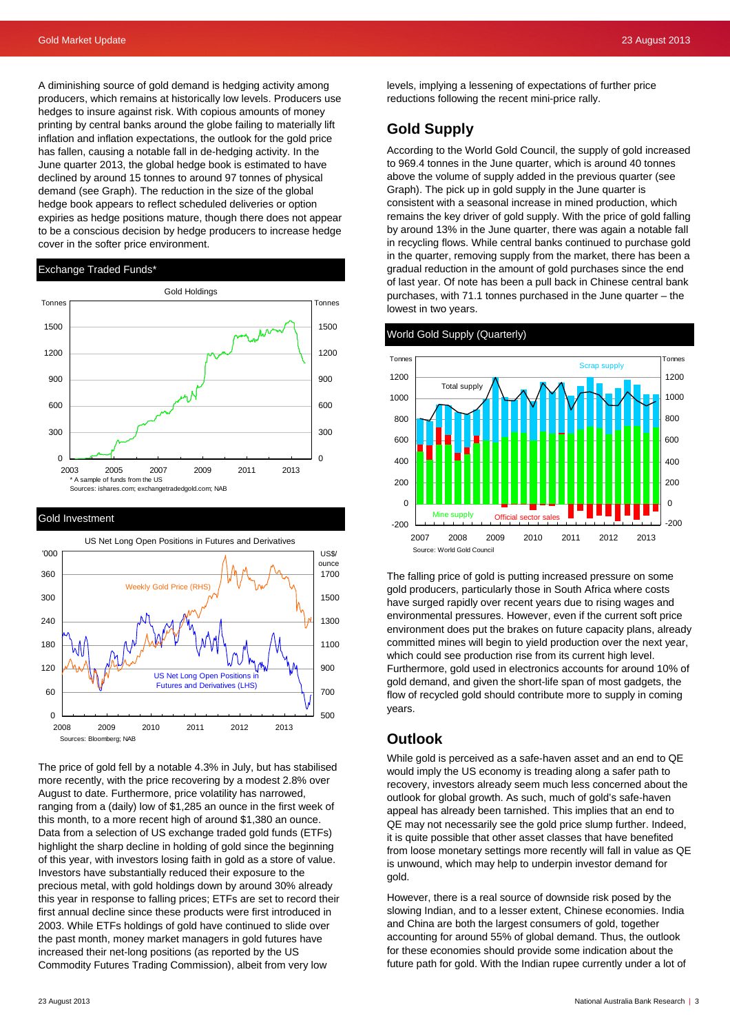A diminishing source of gold demand is hedging activity among producers, which remains at historically low levels. Producers use hedges to insure against risk. With copious amounts of money printing by central banks around the globe failing to materially lift inflation and inflation expectations, the outlook for the gold price has fallen, causing a notable fall in de-hedging activity. In the June quarter 2013, the global hedge book is estimated to have declined by around 15 tonnes to around 97 tonnes of physical demand (see Graph). The reduction in the size of the global hedge book appears to reflect scheduled deliveries or option expiries as hedge positions mature, though there does not appear to be a conscious decision by hedge producers to increase hedge cover in the softer price environment.

**Exchange Traded Funds***

Gold Holdings

\* A sample of funds from the US

Sources: ishares.com; exchangetradedgold.com; NAB

**Gold Investment**

US Net Long Open Positions in Futures and Derivatives

Sources: Bloomberg; NAB

The price of gold fell by a notable 4.3% in July, but has stabilised more recently, with the price recovering by a modest 2.8% over August to date. Furthermore, price volatility has narrowed, ranging from a (daily) low of $1,285 an ounce in the first week of this month, to a more recent high of around $1,380 an ounce. Data from a selection of US exchange traded gold funds (ETFs) highlight the sharp decline in holding of gold since the beginning of this year, with investors losing faith in gold as a store of value. Investors have substantially reduced their exposure to the precious metal, with gold holdings down by around 30% already this year in response to falling prices; ETFs are set to record their first annual decline since these products were first introduced in 2003. While ETFs holdings of gold have continued to slide over the past month, money market managers in gold futures have increased their net-long positions (as reported by the US Commodity Futures Trading Commission), albeit from very low levels, implying a lessening of expectations of further price reductions following the recent mini-price rally.

## Gold Supply

According to the World Gold Council, the supply of gold increased to 969.4 tonnes in the June quarter, which is around 40 tonnes above the volume of supply added in the previous quarter (see Graph). The pick up in gold supply in the June quarter is consistent with a seasonal increase in mined production, which remains the key driver of gold supply. With the price of gold falling by around 13% in the June quarter, there was again a notable fall in recycling flows. While central banks continued to purchase gold in the quarter, removing supply from the market, there has been a gradual reduction in the amount of gold purchases since the end of last year. Of note has been a pull back in Chinese central bank purchases, with 71.1 tonnes purchased in the June quarter – the lowest in two years.

**World Gold Supply (Quarterly)**

Source: World Gold Council

The falling price of gold is putting increased pressure on some gold producers, particularly those in South Africa where costs have surged rapidly over recent years due to rising wages and environmental pressures. However, even if the current soft price environment does put the brakes on future capacity plans, already committed mines will begin to yield production over the next year, which could see production rise from its current high level. Furthermore, gold used in electronics accounts for around 10% of gold demand, and given the short-life span of most gadgets, the flow of recycled gold should contribute more to supply in coming years.

## Outlook

While gold is perceived as a safe-haven asset and an end to QE would imply the US economy is treading along a safer path to recovery, investors already seem much less concerned about the outlook for global growth. As such, much of gold's safe-haven appeal has already been tarnished. This implies that an end to QE may not necessarily see the gold price slump further. Indeed, it is quite possible that other asset classes that have benefited from loose monetary settings more recently will fall in value as QE is unwound, which may help to underpin investor demand for gold.

However, there is a real source of downside risk posed by the slowing Indian, and to a lesser extent, Chinese economies. India and China are both the largest consumers of gold, together accounting for around 55% of global demand. Thus, the outlook for these economies should provide some indication about the future path for gold. With the Indian rupee currently under a lot of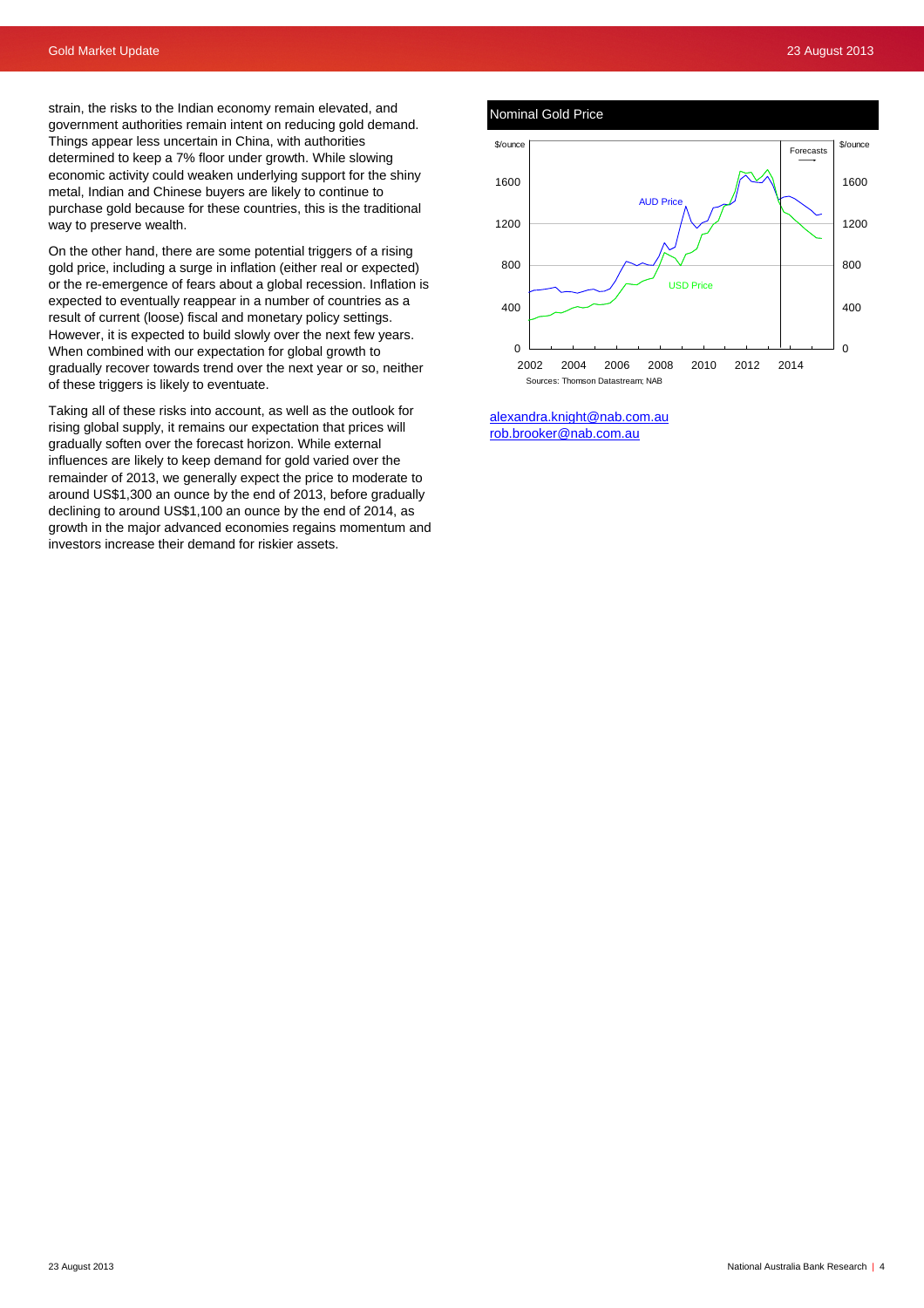strain, the risks to the Indian economy remain elevated, and government authorities remain intent on reducing gold demand. Things appear less uncertain in China, with authorities determined to keep a 7% floor under growth. While slowing economic activity could weaken underlying support for the shiny metal, Indian and Chinese buyers are likely to continue to purchase gold because for these countries, this is the traditional way to preserve wealth.

On the other hand, there are some potential triggers of a rising gold price, including a surge in inflation (either real or expected) or the re-emergence of fears about a global recession. Inflation is expected to eventually reappear in a number of countries as a result of current (loose) fiscal and monetary policy settings. However, it is expected to build slowly over the next few years. When combined with our expectation for global growth to gradually recover towards trend over the next year or so, neither of these triggers is likely to eventuate.

Taking all of these risks into account, as well as the outlook for rising global supply, it remains our expectation that prices will gradually soften over the forecast horizon. While external influences are likely to keep demand for gold varied over the remainder of 2013, we generally expect the price to moderate to around US$1,300 an ounce by the end of 2013, before gradually declining to around US$1,100 an ounce by the end of 2014, as growth in the major advanced economies regains momentum and investors increase their demand for riskier assets.

**Nominal Gold Price**

$/ounce | AUD Price | USD Price | Forecasts | 2002–2014

Sources: Thomson Datastream; NAB

alexandra.knight@nab.com.au
rob.brooker@nab.com.au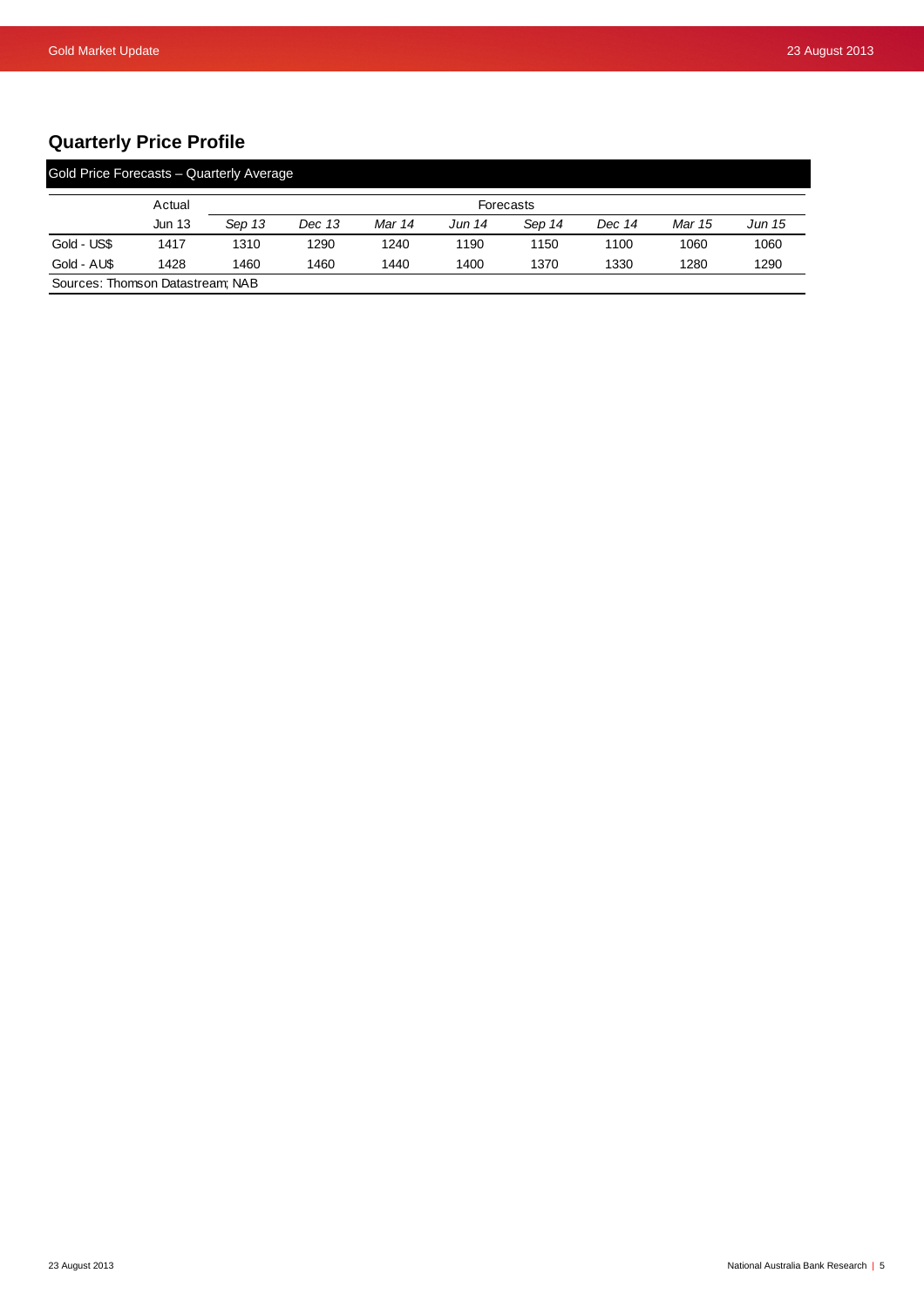## Quarterly Price Profile

Gold Price Forecasts – Quarterly Average

| | Actual | Forecasts | | | | | | | |
|---|---|---|---|---|---|---|---|---|---|
| | Jun 13 | *Sep 13* | *Dec 13* | *Mar 14* | *Jun 14* | *Sep 14* | *Dec 14* | *Mar 15* | *Jun 15* |
| Gold - US$ | 1417 | 1310 | 1290 | 1240 | 1190 | 1150 | 1100 | 1060 | 1060 |
| Gold - AU$ | 1428 | 1460 | 1460 | 1440 | 1400 | 1370 | 1330 | 1280 | 1290 |

Sources: Thomson Datastream; NAB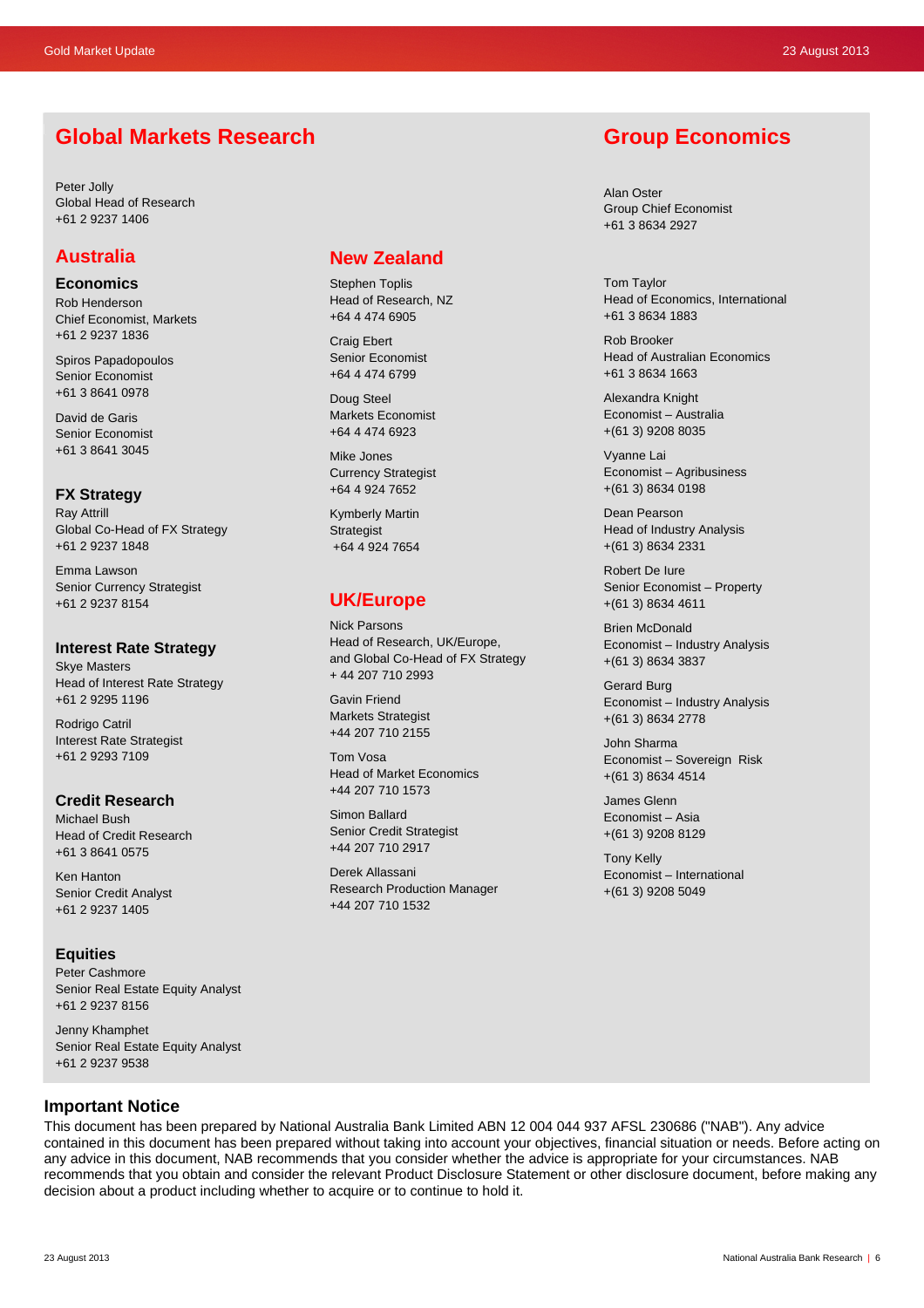## Global Markets Research

Peter Jolly
Global Head of Research
+61 2 9237 1406

### Australia

#### Economics

Rob Henderson
Chief Economist, Markets
+61 2 9237 1836

Spiros Papadopoulos
Senior Economist
+61 3 8641 0978

David de Garis
Senior Economist
+61 3 8641 3045

#### FX Strategy

Ray Attrill
Global Co-Head of FX Strategy
+61 2 9237 1848

Emma Lawson
Senior Currency Strategist
+61 2 9237 8154

#### Interest Rate Strategy

Skye Masters
Head of Interest Rate Strategy
+61 2 9295 1196

Rodrigo Catril
Interest Rate Strategist
+61 2 9293 7109

#### Credit Research

Michael Bush
Head of Credit Research
+61 3 8641 0575

Ken Hanton
Senior Credit Analyst
+61 2 9237 1405

#### Equities

Peter Cashmore
Senior Real Estate Equity Analyst
+61 2 9237 8156

Jenny Khamphet
Senior Real Estate Equity Analyst
+61 2 9237 9538

### New Zealand

Stephen Toplis
Head of Research, NZ
+64 4 474 6905

Craig Ebert
Senior Economist
+64 4 474 6799

Doug Steel
Markets Economist
+64 4 474 6923

Mike Jones
Currency Strategist
+64 4 924 7652

Kymberly Martin
Strategist
+64 4 924 7654

### UK/Europe

Nick Parsons
Head of Research, UK/Europe,
and Global Co-Head of FX Strategy
+ 44 207 710 2993

Gavin Friend
Markets Strategist
+44 207 710 2155

Tom Vosa
Head of Market Economics
+44 207 710 1573

Simon Ballard
Senior Credit Strategist
+44 207 710 2917

Derek Allassani
Research Production Manager
+44 207 710 1532

## Group Economics

Alan Oster
Group Chief Economist
+61 3 8634 2927

Tom Taylor
Head of Economics, International
+61 3 8634 1883

Rob Brooker
Head of Australian Economics
+61 3 8634 1663

Alexandra Knight
Economist – Australia
+(61 3) 9208 8035

Vyanne Lai
Economist – Agribusiness
+(61 3) 8634 0198

Dean Pearson
Head of Industry Analysis
+(61 3) 8634 2331

Robert De Iure
Senior Economist – Property
+(61 3) 8634 4611

Brien McDonald
Economist – Industry Analysis
+(61 3) 8634 3837

Gerard Burg
Economist – Industry Analysis
+(61 3) 8634 2778

John Sharma
Economist – Sovereign Risk
+(61 3) 8634 4514

James Glenn
Economist – Asia
+(61 3) 9208 8129

Tony Kelly
Economist – International
+(61 3) 9208 5049

## Important Notice

This document has been prepared by National Australia Bank Limited ABN 12 004 044 937 AFSL 230686 ("NAB"). Any advice contained in this document has been prepared without taking into account your objectives, financial situation or needs. Before acting on any advice in this document, NAB recommends that you consider whether the advice is appropriate for your circumstances. NAB recommends that you obtain and consider the relevant Product Disclosure Statement or other disclosure document, before making any decision about a product including whether to acquire or to continue to hold it.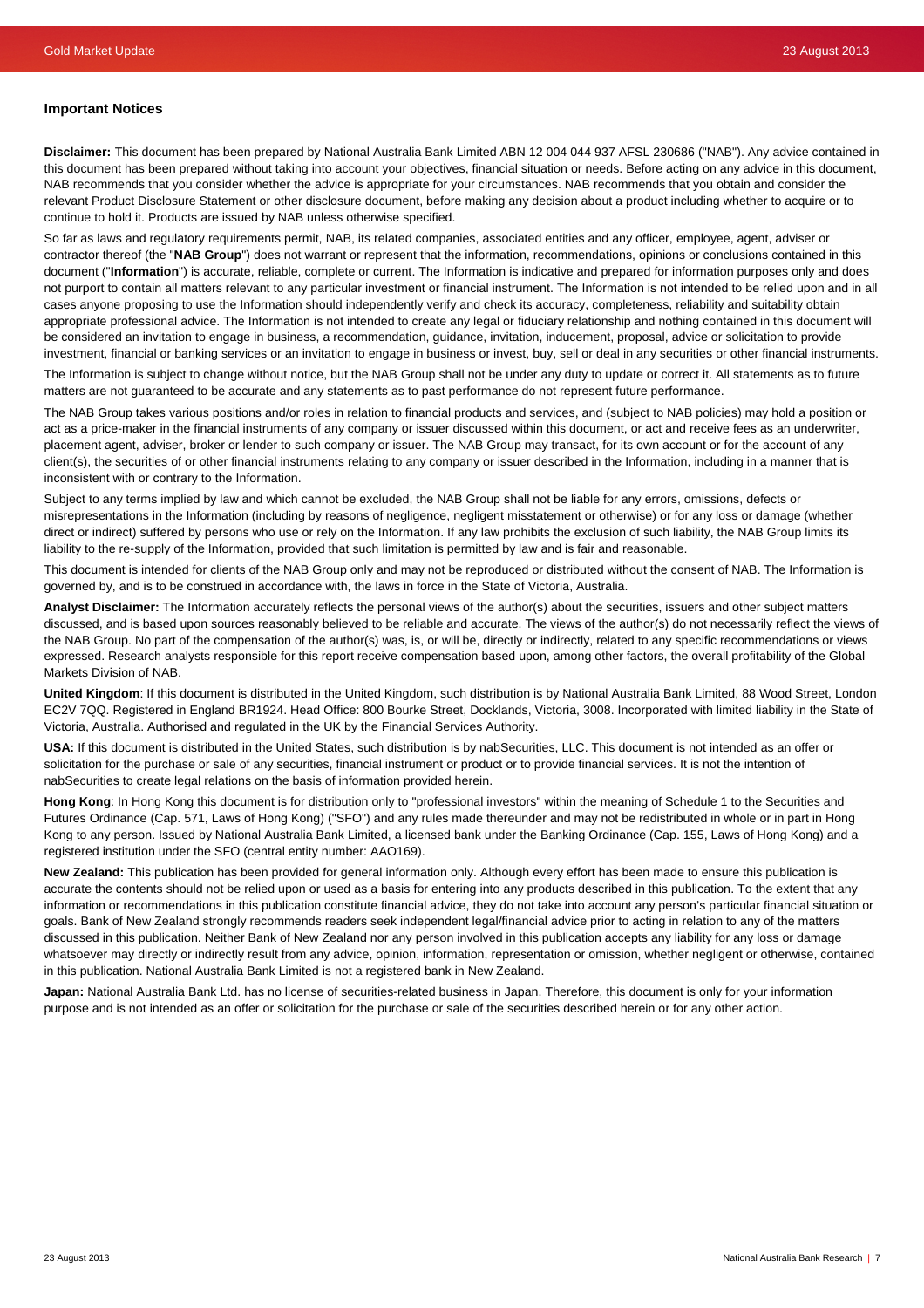## Important Notices

**Disclaimer:** This document has been prepared by National Australia Bank Limited ABN 12 004 044 937 AFSL 230686 ("NAB"). Any advice contained in this document has been prepared without taking into account your objectives, financial situation or needs. Before acting on any advice in this document, NAB recommends that you consider whether the advice is appropriate for your circumstances. NAB recommends that you obtain and consider the relevant Product Disclosure Statement or other disclosure document, before making any decision about a product including whether to acquire or to continue to hold it. Products are issued by NAB unless otherwise specified.

So far as laws and regulatory requirements permit, NAB, its related companies, associated entities and any officer, employee, agent, adviser or contractor thereof (the "**NAB Group**") does not warrant or represent that the information, recommendations, opinions or conclusions contained in this document ("**Information**") is accurate, reliable, complete or current. The Information is indicative and prepared for information purposes only and does not purport to contain all matters relevant to any particular investment or financial instrument. The Information is not intended to be relied upon and in all cases anyone proposing to use the Information should independently verify and check its accuracy, completeness, reliability and suitability obtain appropriate professional advice. The Information is not intended to create any legal or fiduciary relationship and nothing contained in this document will be considered an invitation to engage in business, a recommendation, guidance, invitation, inducement, proposal, advice or solicitation to provide investment, financial or banking services or an invitation to engage in business or invest, buy, sell or deal in any securities or other financial instruments.

The Information is subject to change without notice, but the NAB Group shall not be under any duty to update or correct it. All statements as to future matters are not guaranteed to be accurate and any statements as to past performance do not represent future performance.

The NAB Group takes various positions and/or roles in relation to financial products and services, and (subject to NAB policies) may hold a position or act as a price-maker in the financial instruments of any company or issuer discussed within this document, or act and receive fees as an underwriter, placement agent, adviser, broker or lender to such company or issuer. The NAB Group may transact, for its own account or for the account of any client(s), the securities of or other financial instruments relating to any company or issuer described in the Information, including in a manner that is inconsistent with or contrary to the Information.

Subject to any terms implied by law and which cannot be excluded, the NAB Group shall not be liable for any errors, omissions, defects or misrepresentations in the Information (including by reasons of negligence, negligent misstatement or otherwise) or for any loss or damage (whether direct or indirect) suffered by persons who use or rely on the Information. If any law prohibits the exclusion of such liability, the NAB Group limits its liability to the re-supply of the Information, provided that such limitation is permitted by law and is fair and reasonable.

This document is intended for clients of the NAB Group only and may not be reproduced or distributed without the consent of NAB. The Information is governed by, and is to be construed in accordance with, the laws in force in the State of Victoria, Australia.

**Analyst Disclaimer:** The Information accurately reflects the personal views of the author(s) about the securities, issuers and other subject matters discussed, and is based upon sources reasonably believed to be reliable and accurate. The views of the author(s) do not necessarily reflect the views of the NAB Group. No part of the compensation of the author(s) was, is, or will be, directly or indirectly, related to any specific recommendations or views expressed. Research analysts responsible for this report receive compensation based upon, among other factors, the overall profitability of the Global Markets Division of NAB.

**United Kingdom**: If this document is distributed in the United Kingdom, such distribution is by National Australia Bank Limited, 88 Wood Street, London EC2V 7QQ. Registered in England BR1924. Head Office: 800 Bourke Street, Docklands, Victoria, 3008. Incorporated with limited liability in the State of Victoria, Australia. Authorised and regulated in the UK by the Financial Services Authority.

**USA:** If this document is distributed in the United States, such distribution is by nabSecurities, LLC. This document is not intended as an offer or solicitation for the purchase or sale of any securities, financial instrument or product or to provide financial services. It is not the intention of nabSecurities to create legal relations on the basis of information provided herein.

**Hong Kong**: In Hong Kong this document is for distribution only to "professional investors" within the meaning of Schedule 1 to the Securities and Futures Ordinance (Cap. 571, Laws of Hong Kong) ("SFO") and any rules made thereunder and may not be redistributed in whole or in part in Hong Kong to any person. Issued by National Australia Bank Limited, a licensed bank under the Banking Ordinance (Cap. 155, Laws of Hong Kong) and a registered institution under the SFO (central entity number: AAO169).

**New Zealand:** This publication has been provided for general information only. Although every effort has been made to ensure this publication is accurate the contents should not be relied upon or used as a basis for entering into any products described in this publication. To the extent that any information or recommendations in this publication constitute financial advice, they do not take into account any person's particular financial situation or goals. Bank of New Zealand strongly recommends readers seek independent legal/financial advice prior to acting in relation to any of the matters discussed in this publication. Neither Bank of New Zealand nor any person involved in this publication accepts any liability for any loss or damage whatsoever may directly or indirectly result from any advice, opinion, information, representation or omission, whether negligent or otherwise, contained in this publication. National Australia Bank Limited is not a registered bank in New Zealand.

**Japan:** National Australia Bank Ltd. has no license of securities-related business in Japan. Therefore, this document is only for your information purpose and is not intended as an offer or solicitation for the purchase or sale of the securities described herein or for any other action.